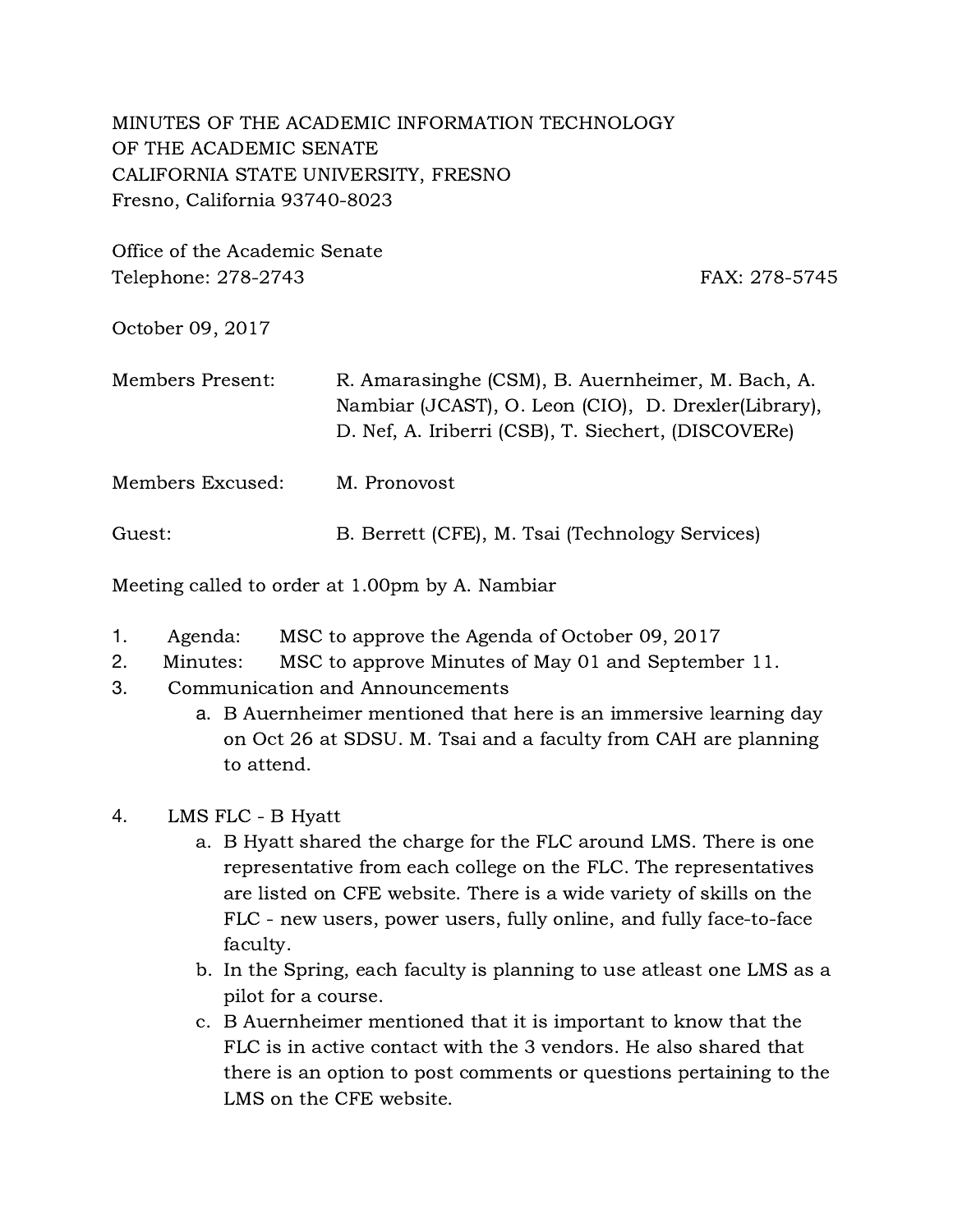MINUTES OF THE ACADEMIC INFORMATION TECHNOLOGY
OF THE ACADEMIC SENATE
CALIFORNIA STATE UNIVERSITY, FRESNO
Fresno, California 93740-8023

Office of the Academic Senate
Telephone: 278-2743 FAX: 278-5745

October 09, 2017

Members Present: R. Amarasinghe (CSM), B. Auernheimer, M. Bach, A. Nambiar (JCAST), O. Leon (CIO), D. Drexler(Library), D. Nef, A. Iriberri (CSB), T. Siechert, (DISCOVERe)

Members Excused: M. Pronovost

Guest: B. Berrett (CFE), M. Tsai (Technology Services)

Meeting called to order at 1.00pm by A. Nambiar

1. Agenda: MSC to approve the Agenda of October 09, 2017
2. Minutes: MSC to approve Minutes of May 01 and September 11.
3. Communication and Announcements
   a. B Auernheimer mentioned that here is an immersive learning day on Oct 26 at SDSU. M. Tsai and a faculty from CAH are planning to attend.

4. LMS FLC - B Hyatt
   a. B Hyatt shared the charge for the FLC around LMS. There is one representative from each college on the FLC. The representatives are listed on CFE website. There is a wide variety of skills on the FLC - new users, power users, fully online, and fully face-to-face faculty.
   b. In the Spring, each faculty is planning to use atleast one LMS as a pilot for a course.
   c. B Auernheimer mentioned that it is important to know that the FLC is in active contact with the 3 vendors. He also shared that there is an option to post comments or questions pertaining to the LMS on the CFE website.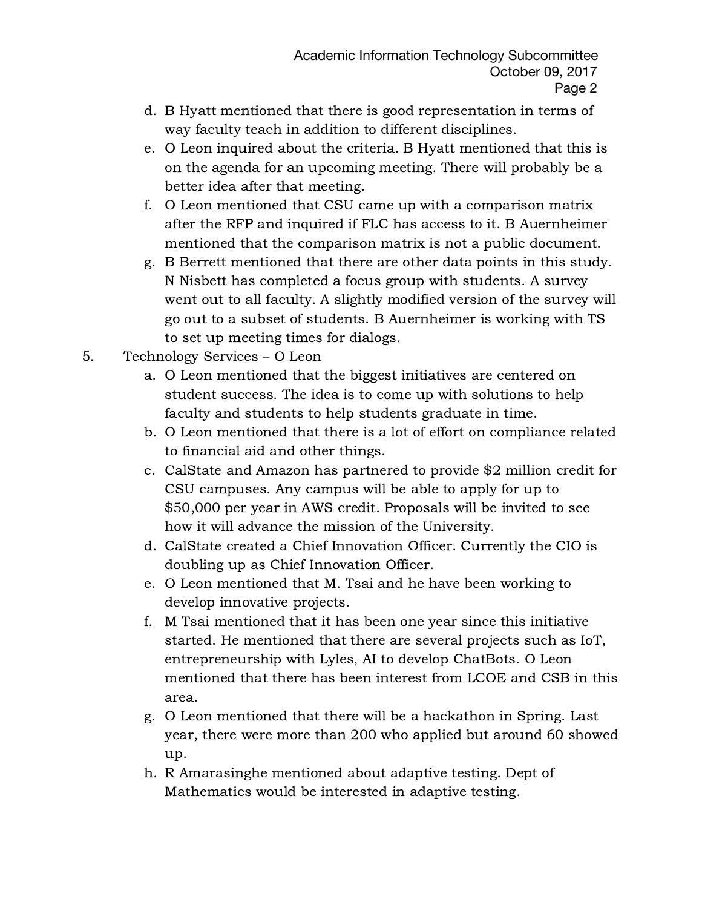d. B Hyatt mentioned that there is good representation in terms of way faculty teach in addition to different disciplines.

e. O Leon inquired about the criteria. B Hyatt mentioned that this is on the agenda for an upcoming meeting. There will probably be a better idea after that meeting.

f. O Leon mentioned that CSU came up with a comparison matrix after the RFP and inquired if FLC has access to it. B Auernheimer mentioned that the comparison matrix is not a public document.

g. B Berrett mentioned that there are other data points in this study. N Nisbett has completed a focus group with students. A survey went out to all faculty. A slightly modified version of the survey will go out to a subset of students. B Auernheimer is working with TS to set up meeting times for dialogs.

5. Technology Services – O Leon

   a. O Leon mentioned that the biggest initiatives are centered on student success. The idea is to come up with solutions to help faculty and students to help students graduate in time.

   b. O Leon mentioned that there is a lot of effort on compliance related to financial aid and other things.

   c. CalState and Amazon has partnered to provide $2 million credit for CSU campuses. Any campus will be able to apply for up to $50,000 per year in AWS credit. Proposals will be invited to see how it will advance the mission of the University.

   d. CalState created a Chief Innovation Officer. Currently the CIO is doubling up as Chief Innovation Officer.

   e. O Leon mentioned that M. Tsai and he have been working to develop innovative projects.

   f. M Tsai mentioned that it has been one year since this initiative started. He mentioned that there are several projects such as IoT, entrepreneurship with Lyles, AI to develop ChatBots. O Leon mentioned that there has been interest from LCOE and CSB in this area.

   g. O Leon mentioned that there will be a hackathon in Spring. Last year, there were more than 200 who applied but around 60 showed up.

   h. R Amarasinghe mentioned about adaptive testing. Dept of Mathematics would be interested in adaptive testing.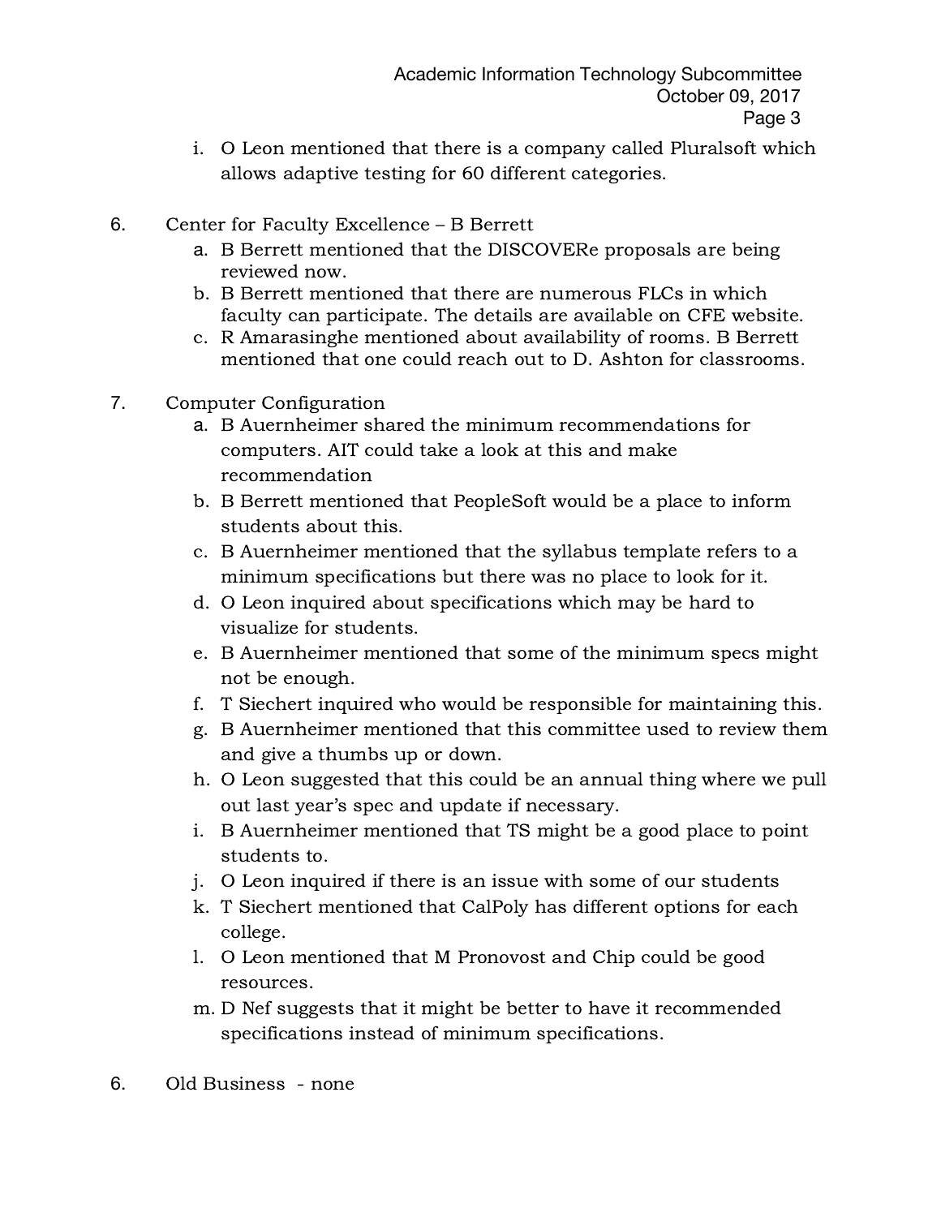i. O Leon mentioned that there is a company called Pluralsoft which allows adaptive testing for 60 different categories.

6. Center for Faculty Excellence – B Berrett
   a. B Berrett mentioned that the DISCOVERe proposals are being reviewed now.
   b. B Berrett mentioned that there are numerous FLCs in which faculty can participate. The details are available on CFE website.
   c. R Amarasinghe mentioned about availability of rooms. B Berrett mentioned that one could reach out to D. Ashton for classrooms.

7. Computer Configuration
   a. B Auernheimer shared the minimum recommendations for computers. AIT could take a look at this and make recommendation
   b. B Berrett mentioned that PeopleSoft would be a place to inform students about this.
   c. B Auernheimer mentioned that the syllabus template refers to a minimum specifications but there was no place to look for it.
   d. O Leon inquired about specifications which may be hard to visualize for students.
   e. B Auernheimer mentioned that some of the minimum specs might not be enough.
   f. T Siechert inquired who would be responsible for maintaining this.
   g. B Auernheimer mentioned that this committee used to review them and give a thumbs up or down.
   h. O Leon suggested that this could be an annual thing where we pull out last year's spec and update if necessary.
   i. B Auernheimer mentioned that TS might be a good place to point students to.
   j. O Leon inquired if there is an issue with some of our students
   k. T Siechert mentioned that CalPoly has different options for each college.
   l. O Leon mentioned that M Pronovost and Chip could be good resources.
   m. D Nef suggests that it might be better to have it recommended specifications instead of minimum specifications.

6. Old Business - none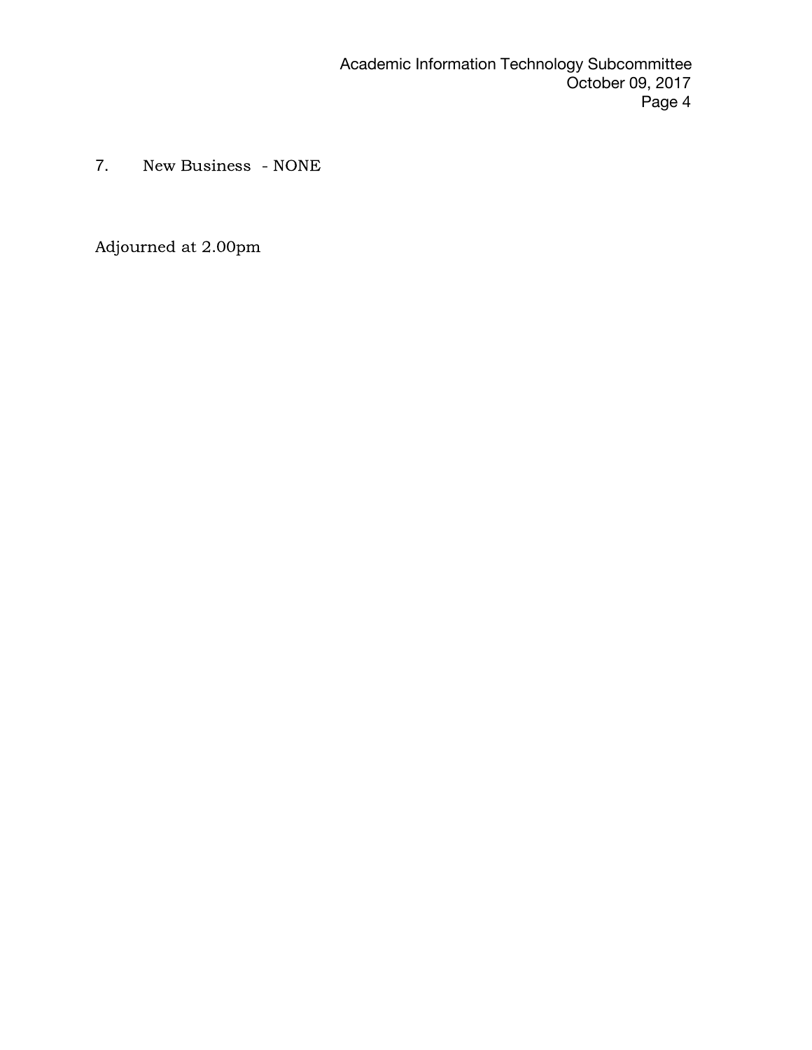7. New Business - NONE

Adjourned at 2.00pm